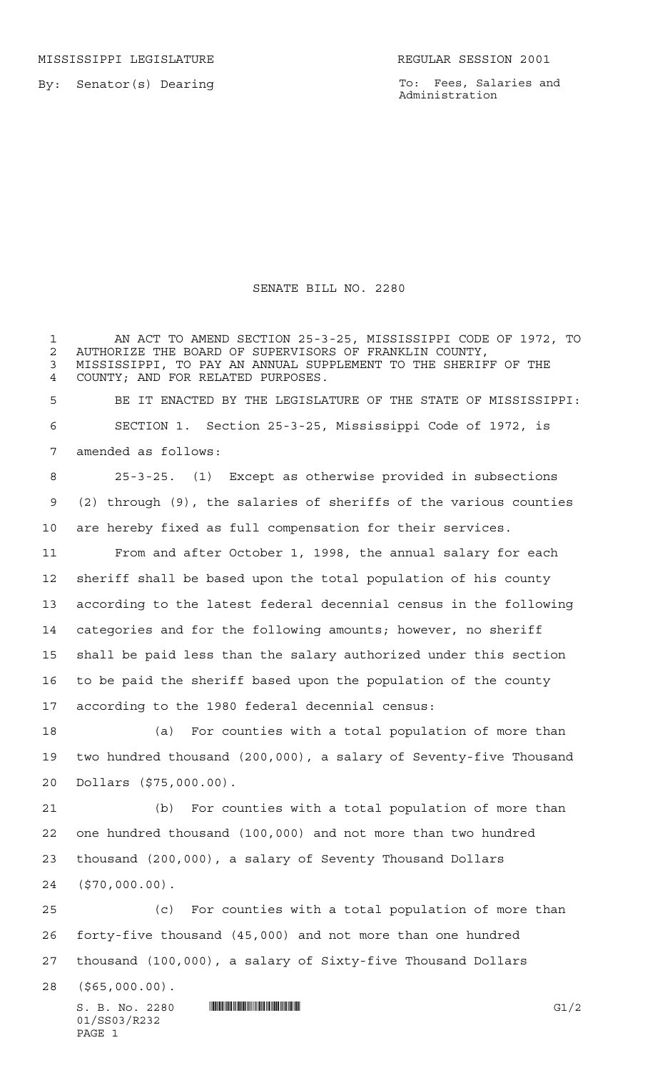MISSISSIPPI LEGISLATURE REGULAR SESSION 2001

By: Senator(s) Dearing

To: Fees, Salaries and Administration

# SENATE BILL NO. 2280

AN ACT TO AMEND SECTION 25-3-25, MISSISSIPPI CODE OF 1972, TO AUTHORIZE THE BOARD OF SUPERVISORS OF FRANKLIN COUNTY, MISSISSIPPI, TO PAY AN ANNUAL SUPPLEMENT TO THE SHERIFF OF THE COUNTY; AND FOR RELATED PURPOSES.

BE IT ENACTED BY THE LEGISLATURE OF THE STATE OF MISSISSIPPI:

SECTION 1. Section 25-3-25, Mississippi Code of 1972, is amended as follows:

25-3-25. (1) Except as otherwise provided in subsections (2) through (9), the salaries of sheriffs of the various counties are hereby fixed as full compensation for their services.

From and after October 1, 1998, the annual salary for each sheriff shall be based upon the total population of his county according to the latest federal decennial census in the following categories and for the following amounts; however, no sheriff shall be paid less than the salary authorized under this section to be paid the sheriff based upon the population of the county according to the 1980 federal decennial census:

(a) For counties with a total population of more than two hundred thousand (200,000), a salary of Seventy-five Thousand Dollars ($75,000.00).

(b) For counties with a total population of more than one hundred thousand (100,000) and not more than two hundred thousand (200,000), a salary of Seventy Thousand Dollars ($70,000.00).

(c) For counties with a total population of more than forty-five thousand (45,000) and not more than one hundred thousand (100,000), a salary of Sixty-five Thousand Dollars ($65,000.00).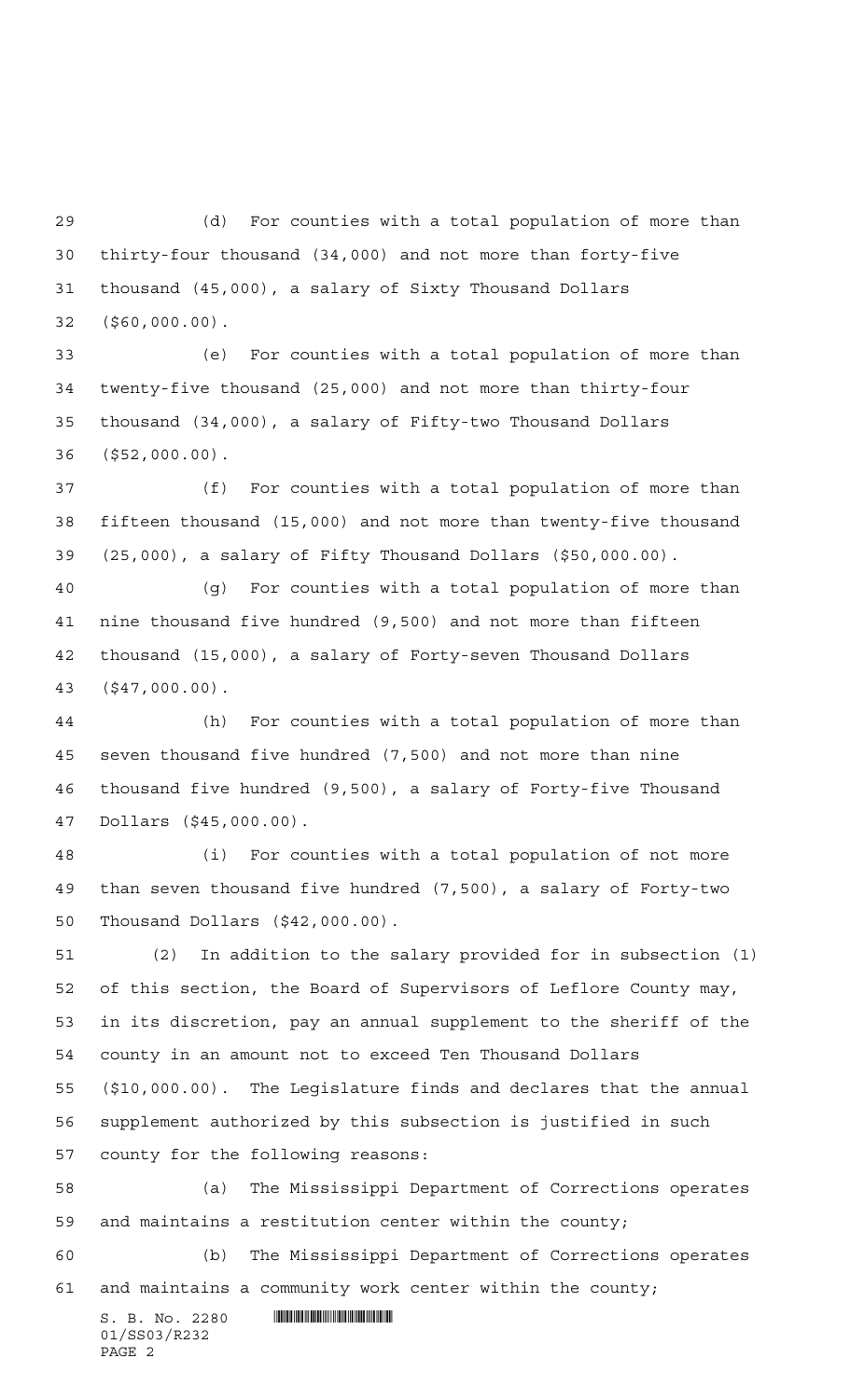(d) For counties with a total population of more than thirty-four thousand (34,000) and not more than forty-five thousand (45,000), a salary of Sixty Thousand Dollars ($60,000.00).

(e) For counties with a total population of more than twenty-five thousand (25,000) and not more than thirty-four thousand (34,000), a salary of Fifty-two Thousand Dollars ($52,000.00).

(f) For counties with a total population of more than fifteen thousand (15,000) and not more than twenty-five thousand (25,000), a salary of Fifty Thousand Dollars ($50,000.00).

(g) For counties with a total population of more than nine thousand five hundred (9,500) and not more than fifteen thousand (15,000), a salary of Forty-seven Thousand Dollars ($47,000.00).

(h) For counties with a total population of more than seven thousand five hundred (7,500) and not more than nine thousand five hundred (9,500), a salary of Forty-five Thousand Dollars ($45,000.00).

(i) For counties with a total population of not more than seven thousand five hundred (7,500), a salary of Forty-two Thousand Dollars ($42,000.00).

(2) In addition to the salary provided for in subsection (1) of this section, the Board of Supervisors of Leflore County may, in its discretion, pay an annual supplement to the sheriff of the county in an amount not to exceed Ten Thousand Dollars ($10,000.00). The Legislature finds and declares that the annual supplement authorized by this subsection is justified in such county for the following reasons:

(a) The Mississippi Department of Corrections operates and maintains a restitution center within the county;

(b) The Mississippi Department of Corrections operates and maintains a community work center within the county;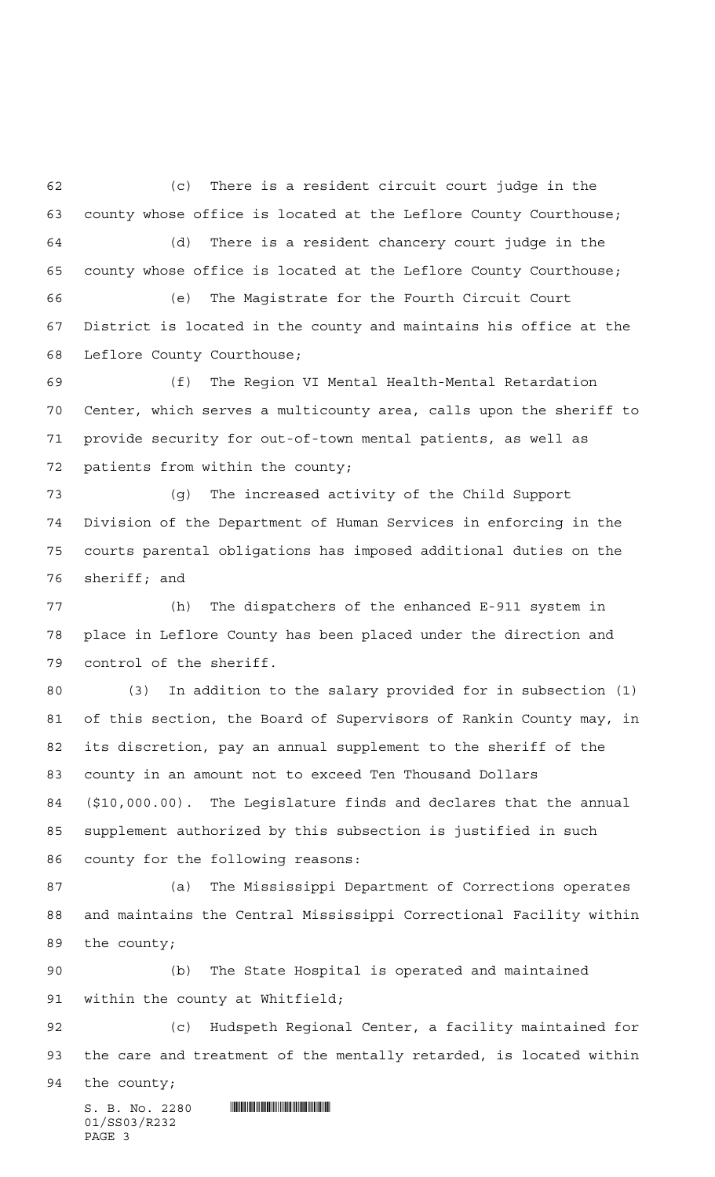(c) There is a resident circuit court judge in the county whose office is located at the Leflore County Courthouse;

(d) There is a resident chancery court judge in the county whose office is located at the Leflore County Courthouse;

(e) The Magistrate for the Fourth Circuit Court District is located in the county and maintains his office at the Leflore County Courthouse;

(f) The Region VI Mental Health-Mental Retardation Center, which serves a multicounty area, calls upon the sheriff to provide security for out-of-town mental patients, as well as patients from within the county;

(g) The increased activity of the Child Support Division of the Department of Human Services in enforcing in the courts parental obligations has imposed additional duties on the sheriff; and

(h) The dispatchers of the enhanced E-911 system in place in Leflore County has been placed under the direction and control of the sheriff.

(3) In addition to the salary provided for in subsection (1) of this section, the Board of Supervisors of Rankin County may, in its discretion, pay an annual supplement to the sheriff of the county in an amount not to exceed Ten Thousand Dollars ($10,000.00). The Legislature finds and declares that the annual supplement authorized by this subsection is justified in such county for the following reasons:

(a) The Mississippi Department of Corrections operates and maintains the Central Mississippi Correctional Facility within the county;

(b) The State Hospital is operated and maintained within the county at Whitfield;

(c) Hudspeth Regional Center, a facility maintained for the care and treatment of the mentally retarded, is located within the county;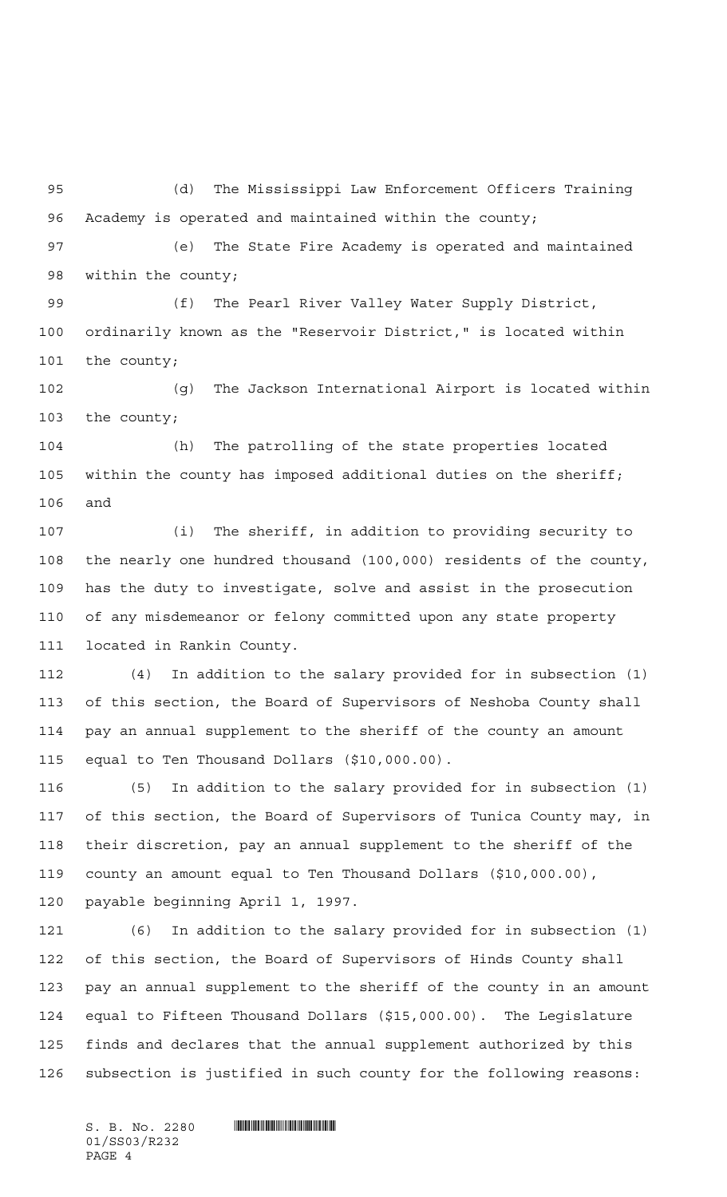(d) The Mississippi Law Enforcement Officers Training Academy is operated and maintained within the county;

(e) The State Fire Academy is operated and maintained within the county;

(f) The Pearl River Valley Water Supply District, ordinarily known as the "Reservoir District," is located within the county;

(g) The Jackson International Airport is located within the county;

(h) The patrolling of the state properties located within the county has imposed additional duties on the sheriff; and

(i) The sheriff, in addition to providing security to the nearly one hundred thousand (100,000) residents of the county, has the duty to investigate, solve and assist in the prosecution of any misdemeanor or felony committed upon any state property located in Rankin County.

(4) In addition to the salary provided for in subsection (1) of this section, the Board of Supervisors of Neshoba County shall pay an annual supplement to the sheriff of the county an amount equal to Ten Thousand Dollars ($10,000.00).

(5) In addition to the salary provided for in subsection (1) of this section, the Board of Supervisors of Tunica County may, in their discretion, pay an annual supplement to the sheriff of the county an amount equal to Ten Thousand Dollars ($10,000.00), payable beginning April 1, 1997.

(6) In addition to the salary provided for in subsection (1) of this section, the Board of Supervisors of Hinds County shall pay an annual supplement to the sheriff of the county in an amount equal to Fifteen Thousand Dollars ($15,000.00). The Legislature finds and declares that the annual supplement authorized by this subsection is justified in such county for the following reasons: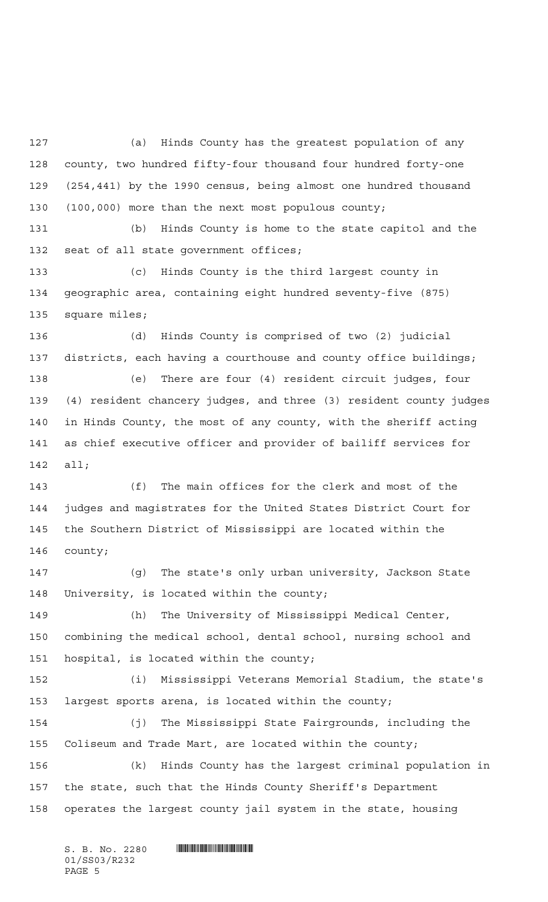(a) Hinds County has the greatest population of any county, two hundred fifty-four thousand four hundred forty-one (254,441) by the 1990 census, being almost one hundred thousand (100,000) more than the next most populous county;

(b) Hinds County is home to the state capitol and the seat of all state government offices;

(c) Hinds County is the third largest county in geographic area, containing eight hundred seventy-five (875) square miles;

(d) Hinds County is comprised of two (2) judicial districts, each having a courthouse and county office buildings;

(e) There are four (4) resident circuit judges, four (4) resident chancery judges, and three (3) resident county judges in Hinds County, the most of any county, with the sheriff acting as chief executive officer and provider of bailiff services for all;

(f) The main offices for the clerk and most of the judges and magistrates for the United States District Court for the Southern District of Mississippi are located within the county;

(g) The state's only urban university, Jackson State University, is located within the county;

(h) The University of Mississippi Medical Center, combining the medical school, dental school, nursing school and hospital, is located within the county;

(i) Mississippi Veterans Memorial Stadium, the state's largest sports arena, is located within the county;

(j) The Mississippi State Fairgrounds, including the Coliseum and Trade Mart, are located within the county;

(k) Hinds County has the largest criminal population in the state, such that the Hinds County Sheriff's Department operates the largest county jail system in the state, housing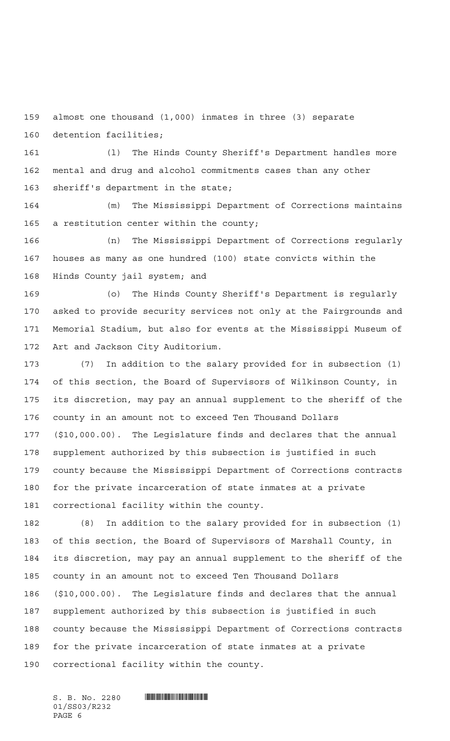almost one thousand (1,000) inmates in three (3) separate detention facilities;

(l) The Hinds County Sheriff's Department handles more mental and drug and alcohol commitments cases than any other sheriff's department in the state;

(m) The Mississippi Department of Corrections maintains a restitution center within the county;

(n) The Mississippi Department of Corrections regularly houses as many as one hundred (100) state convicts within the Hinds County jail system; and

(o) The Hinds County Sheriff's Department is regularly asked to provide security services not only at the Fairgrounds and Memorial Stadium, but also for events at the Mississippi Museum of Art and Jackson City Auditorium.

(7) In addition to the salary provided for in subsection (1) of this section, the Board of Supervisors of Wilkinson County, in its discretion, may pay an annual supplement to the sheriff of the county in an amount not to exceed Ten Thousand Dollars ($10,000.00). The Legislature finds and declares that the annual supplement authorized by this subsection is justified in such county because the Mississippi Department of Corrections contracts for the private incarceration of state inmates at a private correctional facility within the county.

(8) In addition to the salary provided for in subsection (1) of this section, the Board of Supervisors of Marshall County, in its discretion, may pay an annual supplement to the sheriff of the county in an amount not to exceed Ten Thousand Dollars ($10,000.00). The Legislature finds and declares that the annual supplement authorized by this subsection is justified in such county because the Mississippi Department of Corrections contracts for the private incarceration of state inmates at a private correctional facility within the county.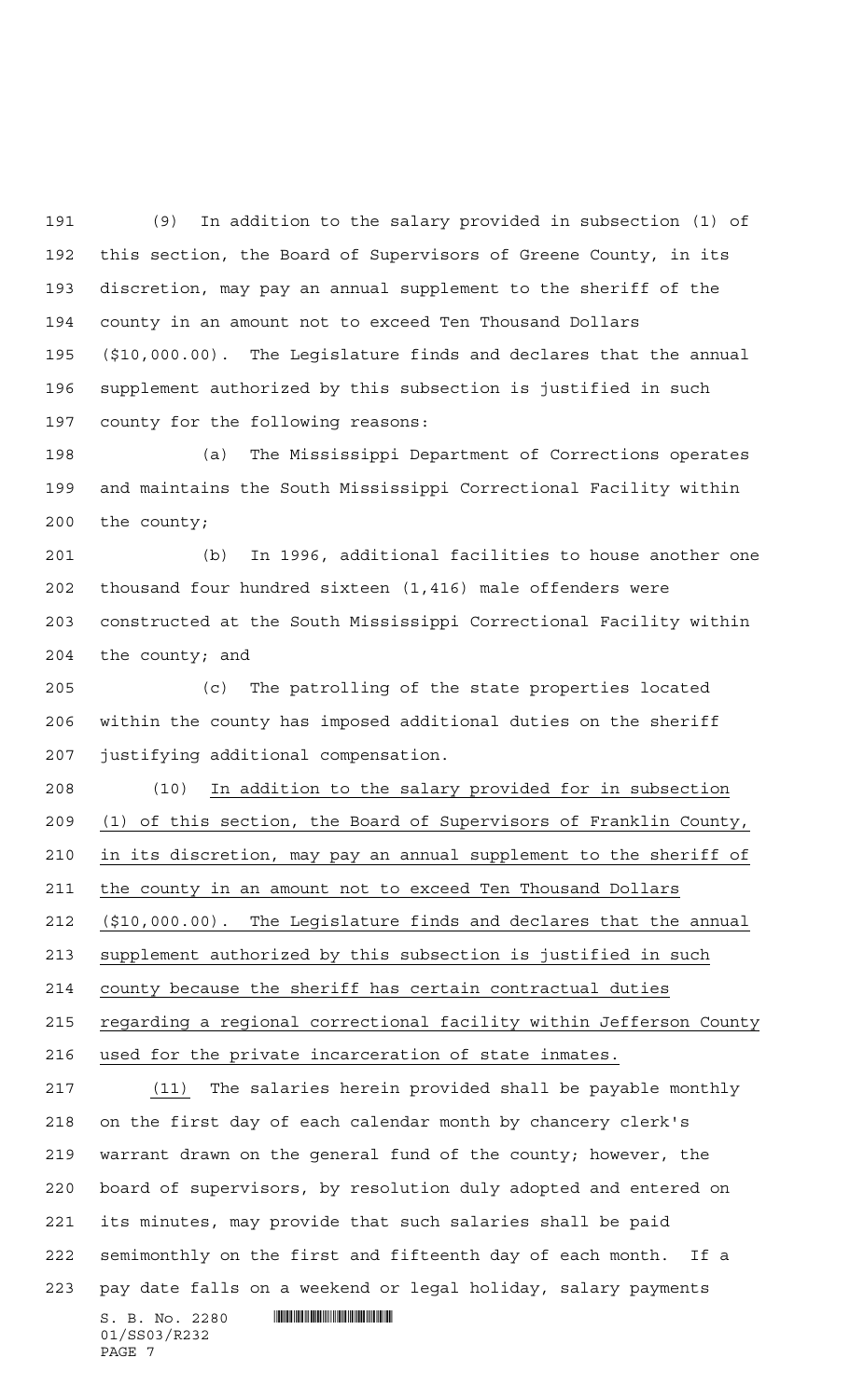(9) In addition to the salary provided in subsection (1) of this section, the Board of Supervisors of Greene County, in its discretion, may pay an annual supplement to the sheriff of the county in an amount not to exceed Ten Thousand Dollars ($10,000.00). The Legislature finds and declares that the annual supplement authorized by this subsection is justified in such county for the following reasons:

(a) The Mississippi Department of Corrections operates and maintains the South Mississippi Correctional Facility within the county;

(b) In 1996, additional facilities to house another one thousand four hundred sixteen (1,416) male offenders were constructed at the South Mississippi Correctional Facility within the county; and

(c) The patrolling of the state properties located within the county has imposed additional duties on the sheriff justifying additional compensation.

(10) In addition to the salary provided for in subsection (1) of this section, the Board of Supervisors of Franklin County, in its discretion, may pay an annual supplement to the sheriff of the county in an amount not to exceed Ten Thousand Dollars ($10,000.00). The Legislature finds and declares that the annual supplement authorized by this subsection is justified in such county because the sheriff has certain contractual duties regarding a regional correctional facility within Jefferson County used for the private incarceration of state inmates.

(11) The salaries herein provided shall be payable monthly on the first day of each calendar month by chancery clerk's warrant drawn on the general fund of the county; however, the board of supervisors, by resolution duly adopted and entered on its minutes, may provide that such salaries shall be paid semimonthly on the first and fifteenth day of each month. If a pay date falls on a weekend or legal holiday, salary payments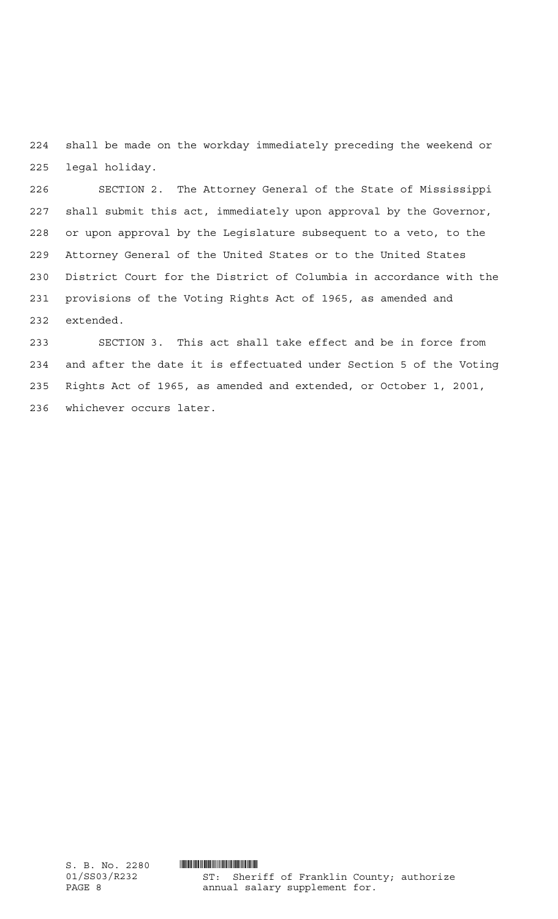shall be made on the workday immediately preceding the weekend or legal holiday.

SECTION 2. The Attorney General of the State of Mississippi shall submit this act, immediately upon approval by the Governor, or upon approval by the Legislature subsequent to a veto, to the Attorney General of the United States or to the United States District Court for the District of Columbia in accordance with the provisions of the Voting Rights Act of 1965, as amended and extended.

SECTION 3. This act shall take effect and be in force from and after the date it is effectuated under Section 5 of the Voting Rights Act of 1965, as amended and extended, or October 1, 2001, whichever occurs later.